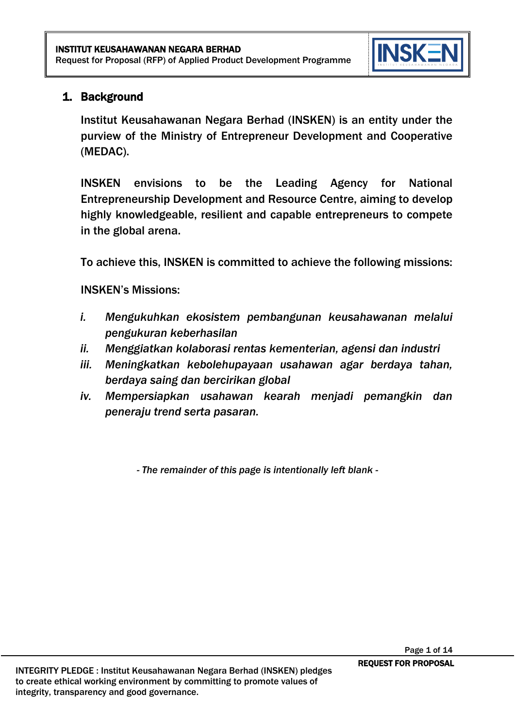## 1. Background

Institut Keusahawanan Negara Berhad (INSKEN) is an entity under the purview of the Ministry of Entrepreneur Development and Cooperative (MEDAC).

INSKEN envisions to be the Leading Agency for National Entrepreneurship Development and Resource Centre, aiming to develop highly knowledgeable, resilient and capable entrepreneurs to compete in the global arena.

To achieve this, INSKEN is committed to achieve the following missions:

INSKEN's Missions:

*i. Mengukuhkan ekosistem pembangunan keusahawanan melalui pengukuran keberhasilan*

*ii. Menggiatkan kolaborasi rentas kementerian, agensi dan industri*

*iii. Meningkatkan kebolehupayaan usahawan agar berdaya tahan, berdaya saing dan bercirikan global*

*iv. Mempersiapkan usahawan kearah menjadi pemangkin dan peneraju trend serta pasaran.*

*- The remainder of this page is intentionally left blank -*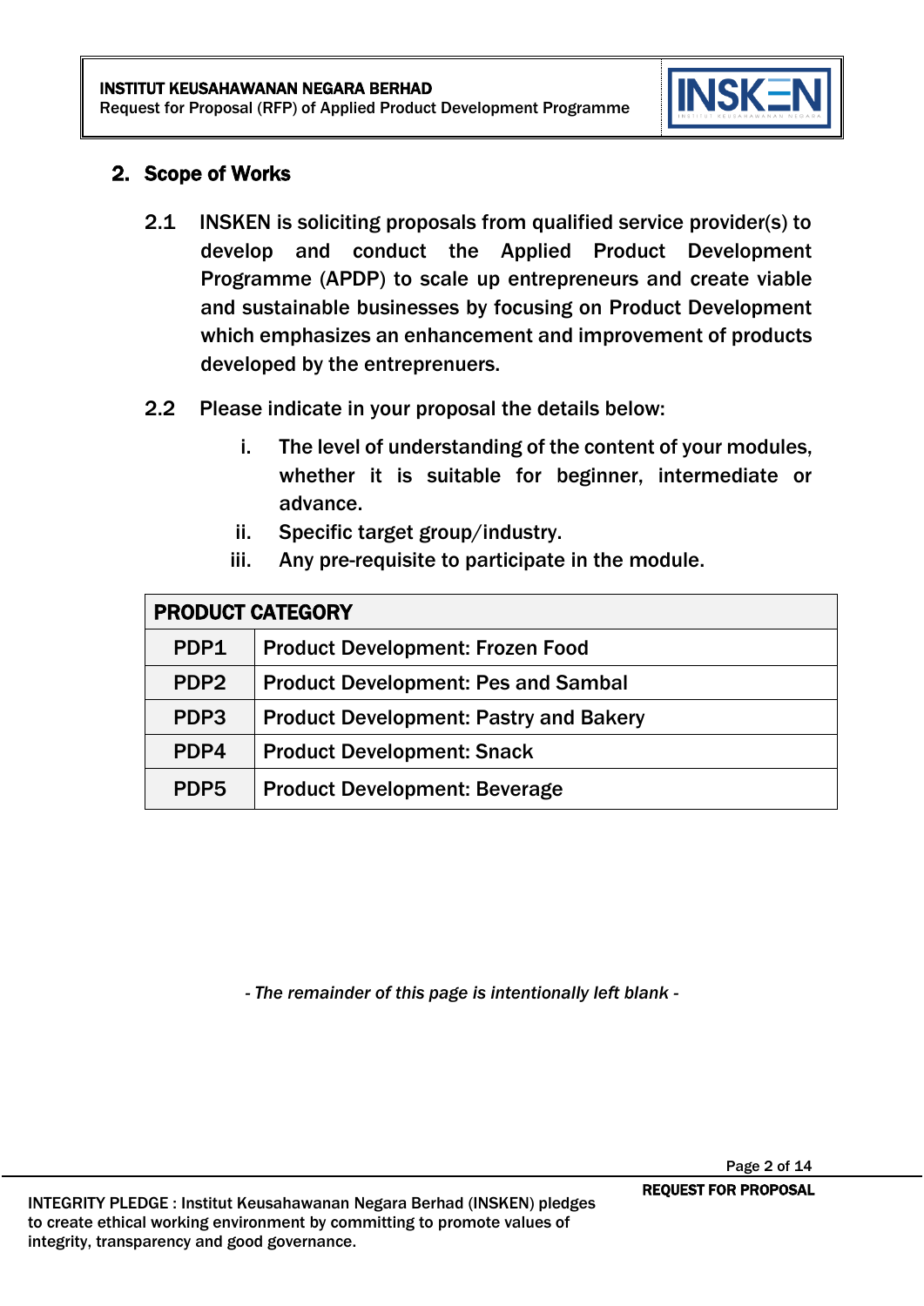## 2. Scope of Works

2.1 INSKEN is soliciting proposals from qualified service provider(s) to develop and conduct the Applied Product Development Programme (APDP) to scale up entrepreneurs and create viable and sustainable businesses by focusing on Product Development which emphasizes an enhancement and improvement of products developed by the entrepreneurs.

2.2 Please indicate in your proposal the details below:

i. The level of understanding of the content of your modules, whether it is suitable for beginner, intermediate or advance.

ii. Specific target group/industry.

iii. Any pre-requisite to participate in the module.

| PRODUCT CATEGORY | |
|---|---|
| PDP1 | Product Development: Frozen Food |
| PDP2 | Product Development: Pes and Sambal |
| PDP3 | Product Development: Pastry and Bakery |
| PDP4 | Product Development: Snack |
| PDP5 | Product Development: Beverage |

*- The remainder of this page is intentionally left blank -*

INTEGRITY PLEDGE : Institut Keusahawanan Negara Berhad (INSKEN) pledges to create ethical working environment by committing to promote values of integrity, transparency and good governance.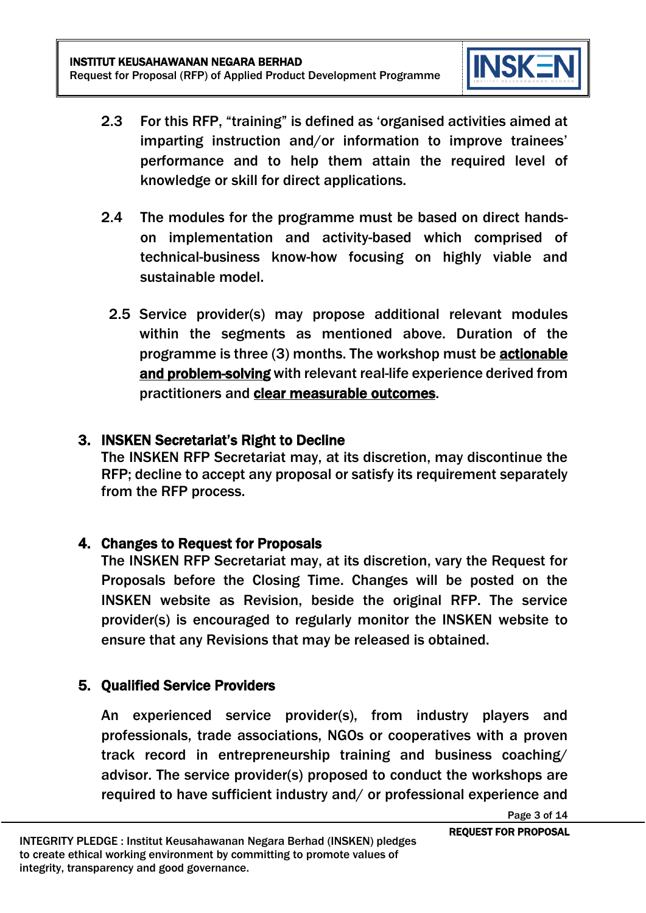2.3 For this RFP, "training" is defined as 'organised activities aimed at imparting instruction and/or information to improve trainees' performance and to help them attain the required level of knowledge or skill for direct applications.

2.4 The modules for the programme must be based on direct hands-on implementation and activity-based which comprised of technical-business know-how focusing on highly viable and sustainable model.

2.5 Service provider(s) may propose additional relevant modules within the segments as mentioned above. Duration of the programme is three (3) months. The workshop must be **actionable and problem-solving** with relevant real-life experience derived from practitioners and **clear measurable outcomes**.

## 3. INSKEN Secretariat's Right to Decline

The INSKEN RFP Secretariat may, at its discretion, may discontinue the RFP; decline to accept any proposal or satisfy its requirement separately from the RFP process.

## 4. Changes to Request for Proposals

The INSKEN RFP Secretariat may, at its discretion, vary the Request for Proposals before the Closing Time. Changes will be posted on the INSKEN website as Revision, beside the original RFP. The service provider(s) is encouraged to regularly monitor the INSKEN website to ensure that any Revisions that may be released is obtained.

## 5. Qualified Service Providers

An experienced service provider(s), from industry players and professionals, trade associations, NGOs or cooperatives with a proven track record in entrepreneurship training and business coaching/ advisor. The service provider(s) proposed to conduct the workshops are required to have sufficient industry and/ or professional experience and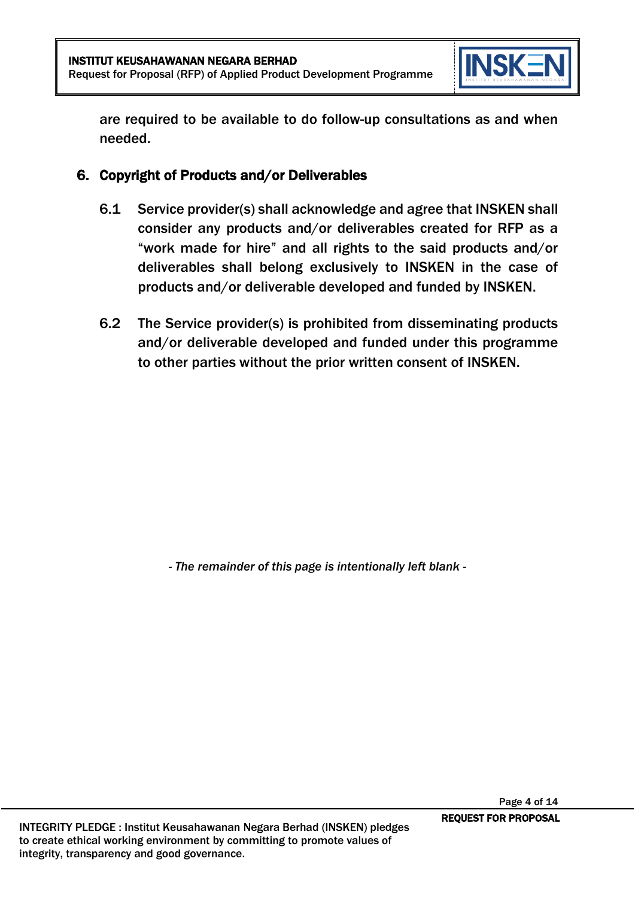are required to be available to do follow-up consultations as and when needed.

## 6. Copyright of Products and/or Deliverables

6.1 Service provider(s) shall acknowledge and agree that INSKEN shall consider any products and/or deliverables created for RFP as a "work made for hire" and all rights to the said products and/or deliverables shall belong exclusively to INSKEN in the case of products and/or deliverable developed and funded by INSKEN.

6.2 The Service provider(s) is prohibited from disseminating products and/or deliverable developed and funded under this programme to other parties without the prior written consent of INSKEN.

*- The remainder of this page is intentionally left blank -*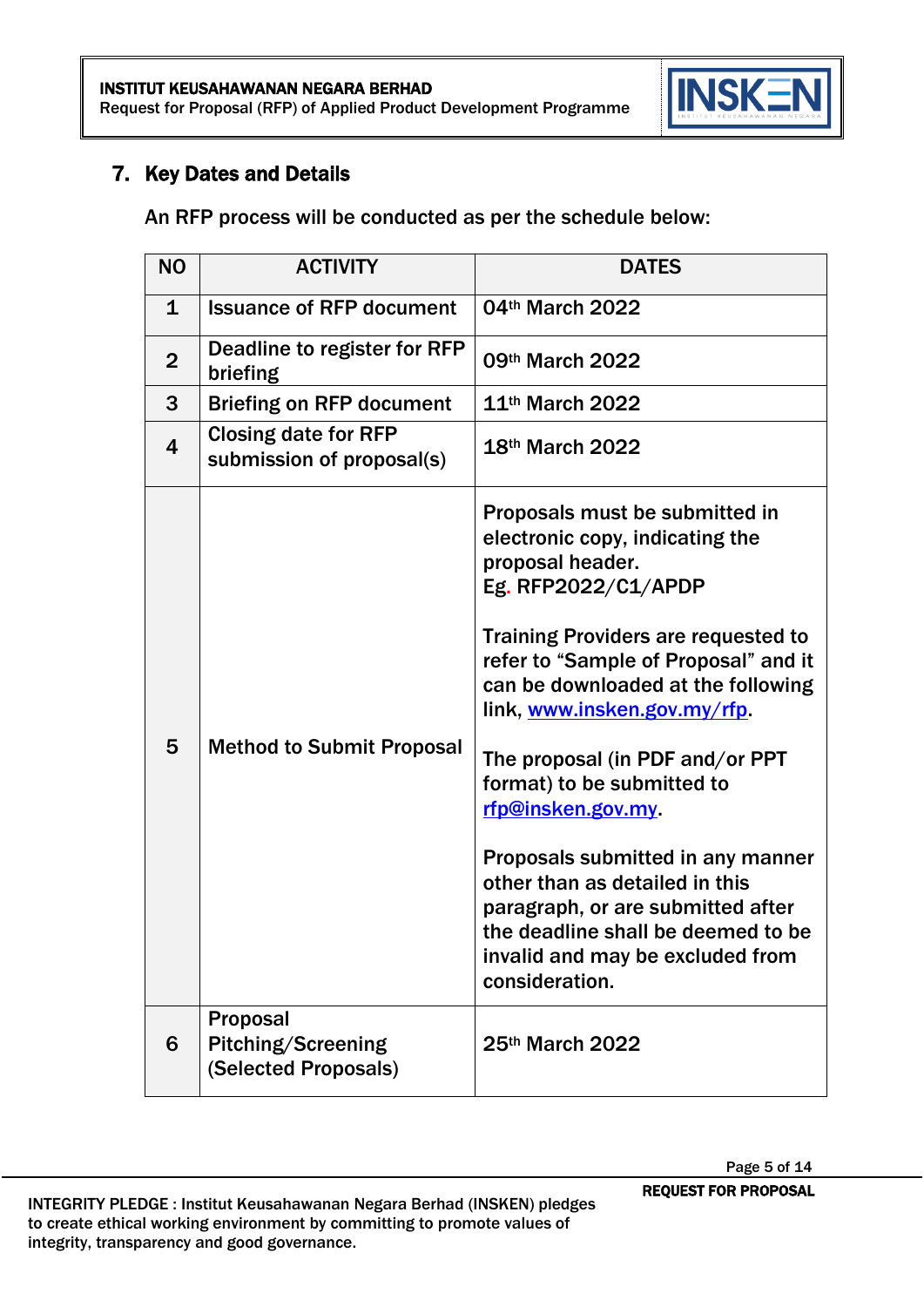## 7. Key Dates and Details

An RFP process will be conducted as per the schedule below:

| NO | ACTIVITY | DATES |
|---|---|---|
| 1 | Issuance of RFP document | 04th March 2022 |
| 2 | Deadline to register for RFP briefing | 09th March 2022 |
| 3 | Briefing on RFP document | 11th March 2022 |
| 4 | Closing date for RFP submission of proposal(s) | 18th March 2022 |
| 5 | Method to Submit Proposal | Proposals must be submitted in electronic copy, indicating the proposal header. Eg. RFP2022/C1/APDP<br><br>Training Providers are requested to refer to "Sample of Proposal" and it can be downloaded at the following link, www.insken.gov.my/rfp.<br><br>The proposal (in PDF and/or PPT format) to be submitted to rfp@insken.gov.my.<br><br>Proposals submitted in any manner other than as detailed in this paragraph, or are submitted after the deadline shall be deemed to be invalid and may be excluded from consideration. |
| 6 | Proposal Pitching/Screening (Selected Proposals) | 25th March 2022 |

INTEGRITY PLEDGE : Institut Keusahawanan Negara Berhad (INSKEN) pledges to create ethical working environment by committing to promote values of integrity, transparency and good governance.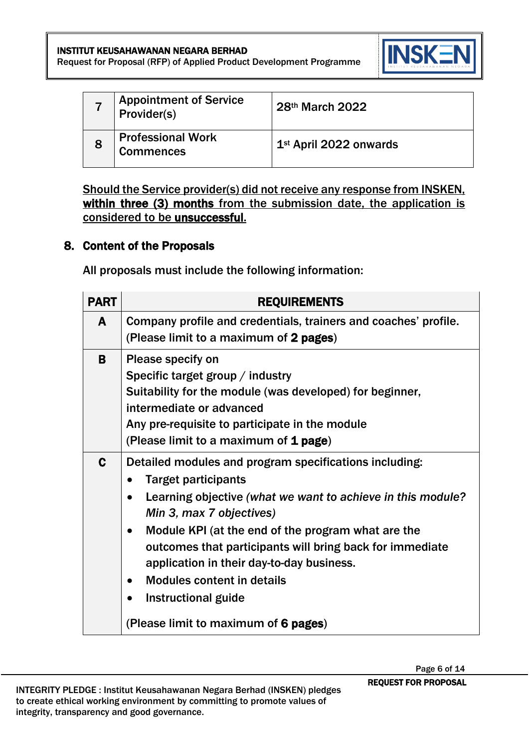| 7 | Appointment of Service Provider(s) | 28th March 2022 |
|---|---|---|
| 8 | Professional Work Commences | 1st April 2022 onwards |

<u>Should the Service provider(s) did not receive any response from INSKEN, **within three (3) months** from the submission date, the application is considered to be **unsuccessful**.</u>

## 8. Content of the Proposals

All proposals must include the following information:

| PART | REQUIREMENTS |
|---|---|
| **A** | Company profile and credentials, trainers and coaches' profile. (Please limit to a maximum of **2 pages**) |
| **B** | Please specify on<br>Specific target group / industry<br>Suitability for the module (was developed) for beginner, intermediate or advanced<br>Any pre-requisite to participate in the module<br>(Please limit to a maximum of **1 page**) |
| **C** | Detailed modules and program specifications including:<br>• Target participants<br>• Learning objective *(what we want to achieve in this module? Min 3, max 7 objectives)*<br>• Module KPI (at the end of the program what are the outcomes that participants will bring back for immediate application in their day-to-day business.<br>• Modules content in details<br>• Instructional guide<br><br>(Please limit to maximum of **6 pages**) |

INTEGRITY PLEDGE : Institut Keusahawanan Negara Berhad (INSKEN) pledges to create ethical working environment by committing to promote values of integrity, transparency and good governance.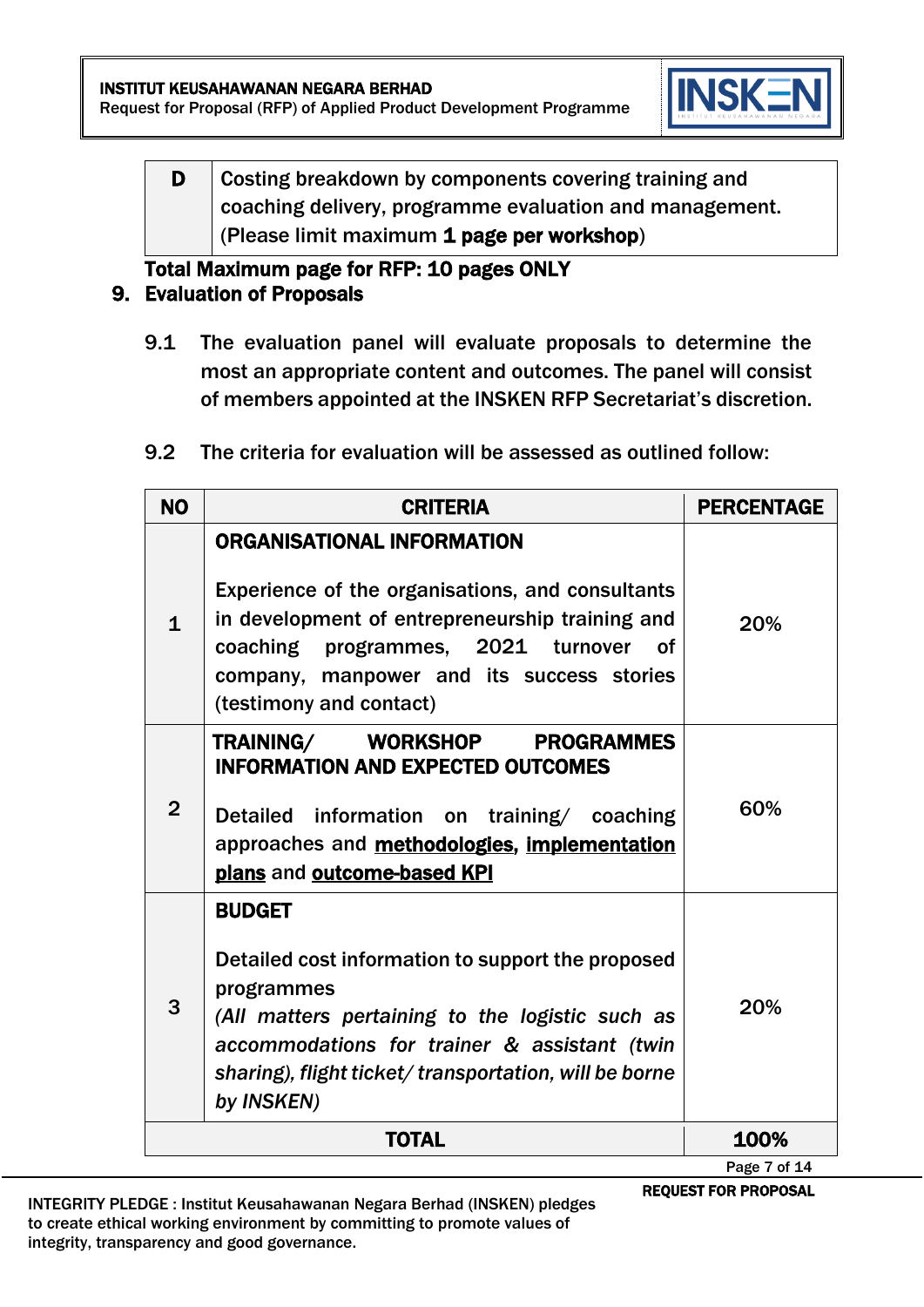| D | Costing breakdown by components covering training and coaching delivery, programme evaluation and management. (Please limit maximum **1 page per workshop**) |
|---|---|

**Total Maximum page for RFP: 10 pages ONLY**

## 9. Evaluation of Proposals

9.1 The evaluation panel will evaluate proposals to determine the most an appropriate content and outcomes. The panel will consist of members appointed at the INSKEN RFP Secretariat's discretion.

9.2 The criteria for evaluation will be assessed as outlined follow:

| NO | CRITERIA | PERCENTAGE |
|---|---|---|
| 1 | **ORGANISATIONAL INFORMATION**<br><br>Experience of the organisations, and consultants in development of entrepreneurship training and coaching programmes, 2021 turnover of company, manpower and its success stories (testimony and contact) | 20% |
| 2 | **TRAINING/ WORKSHOP PROGRAMMES INFORMATION AND EXPECTED OUTCOMES**<br><br>Detailed information on training/ coaching approaches and **methodologies**, **implementation plans** and **outcome-based KPI** | 60% |
| 3 | **BUDGET**<br><br>Detailed cost information to support the proposed programmes<br>*(All matters pertaining to the logistic such as accommodations for trainer & assistant (twin sharing), flight ticket/ transportation, will be borne by INSKEN)* | 20% |
| | **TOTAL** | **100%** |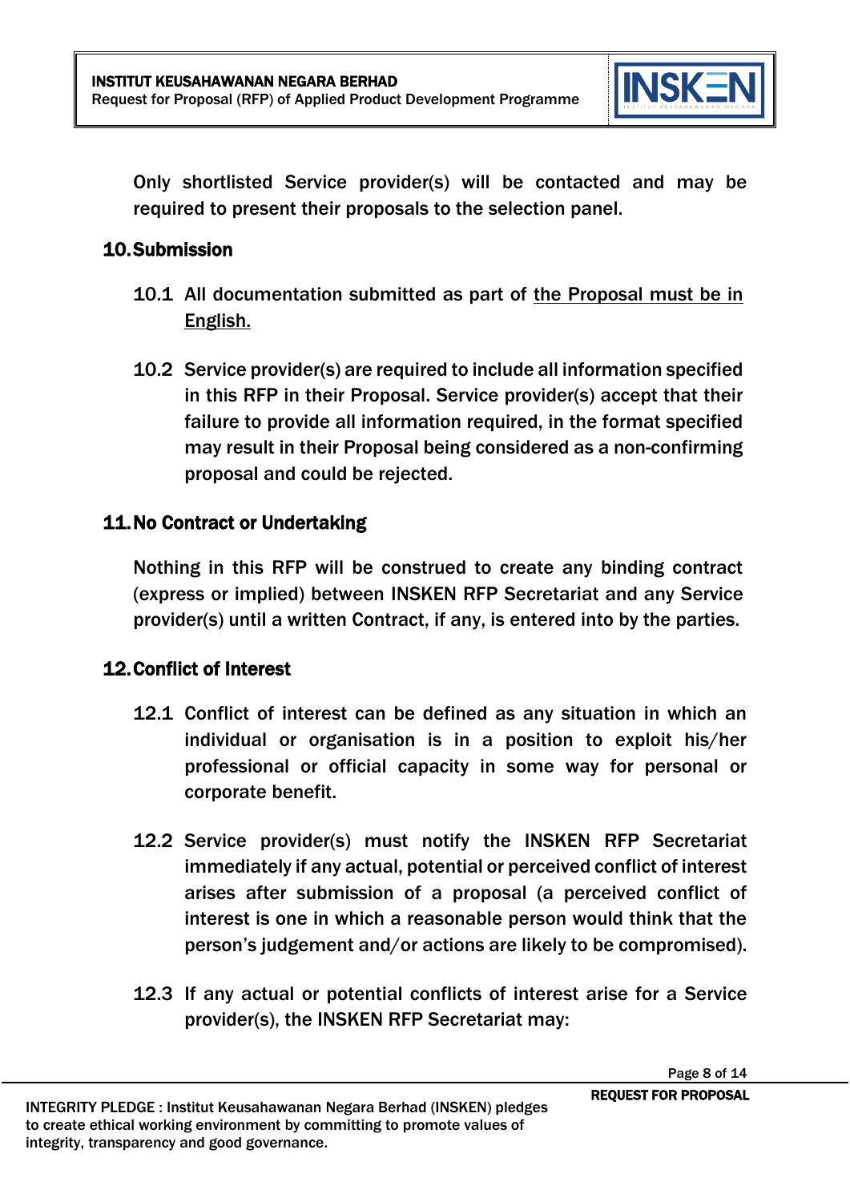Only shortlisted Service provider(s) will be contacted and may be required to present their proposals to the selection panel.

## 10. Submission

10.1 All documentation submitted as part of the Proposal must be in English.

10.2 Service provider(s) are required to include all information specified in this RFP in their Proposal. Service provider(s) accept that their failure to provide all information required, in the format specified may result in their Proposal being considered as a non-confirming proposal and could be rejected.

## 11. No Contract or Undertaking

Nothing in this RFP will be construed to create any binding contract (express or implied) between INSKEN RFP Secretariat and any Service provider(s) until a written Contract, if any, is entered into by the parties.

## 12. Conflict of Interest

12.1 Conflict of interest can be defined as any situation in which an individual or organisation is in a position to exploit his/her professional or official capacity in some way for personal or corporate benefit.

12.2 Service provider(s) must notify the INSKEN RFP Secretariat immediately if any actual, potential or perceived conflict of interest arises after submission of a proposal (a perceived conflict of interest is one in which a reasonable person would think that the person's judgement and/or actions are likely to be compromised).

12.3 If any actual or potential conflicts of interest arise for a Service provider(s), the INSKEN RFP Secretariat may: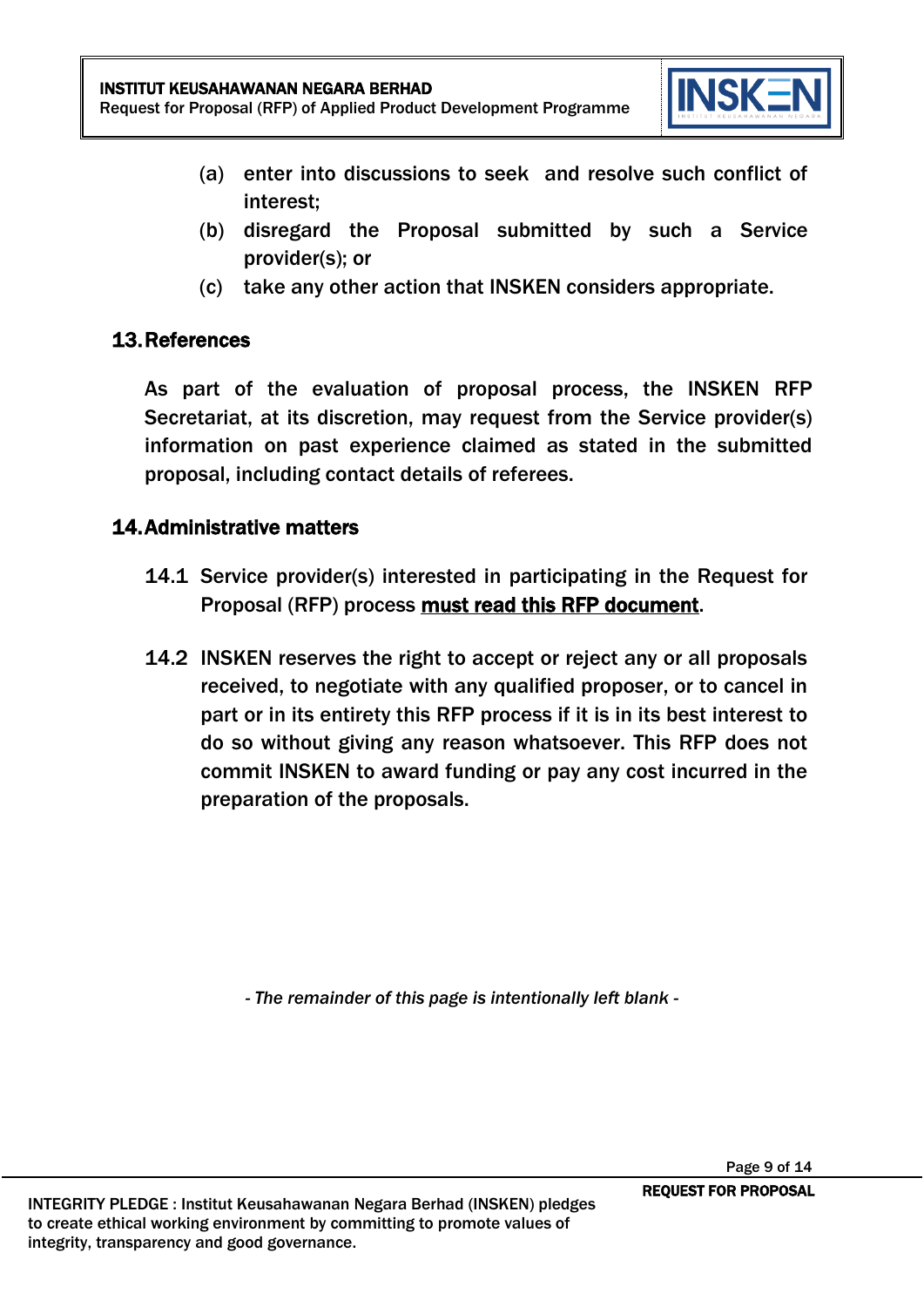(a) enter into discussions to seek and resolve such conflict of interest;

(b) disregard the Proposal submitted by such a Service provider(s); or

(c) take any other action that INSKEN considers appropriate.

## 13. References

As part of the evaluation of proposal process, the INSKEN RFP Secretariat, at its discretion, may request from the Service provider(s) information on past experience claimed as stated in the submitted proposal, including contact details of referees.

## 14. Administrative matters

14.1 Service provider(s) interested in participating in the Request for Proposal (RFP) process **must read this RFP document**.

14.2 INSKEN reserves the right to accept or reject any or all proposals received, to negotiate with any qualified proposer, or to cancel in part or in its entirety this RFP process if it is in its best interest to do so without giving any reason whatsoever. This RFP does not commit INSKEN to award funding or pay any cost incurred in the preparation of the proposals.

*- The remainder of this page is intentionally left blank -*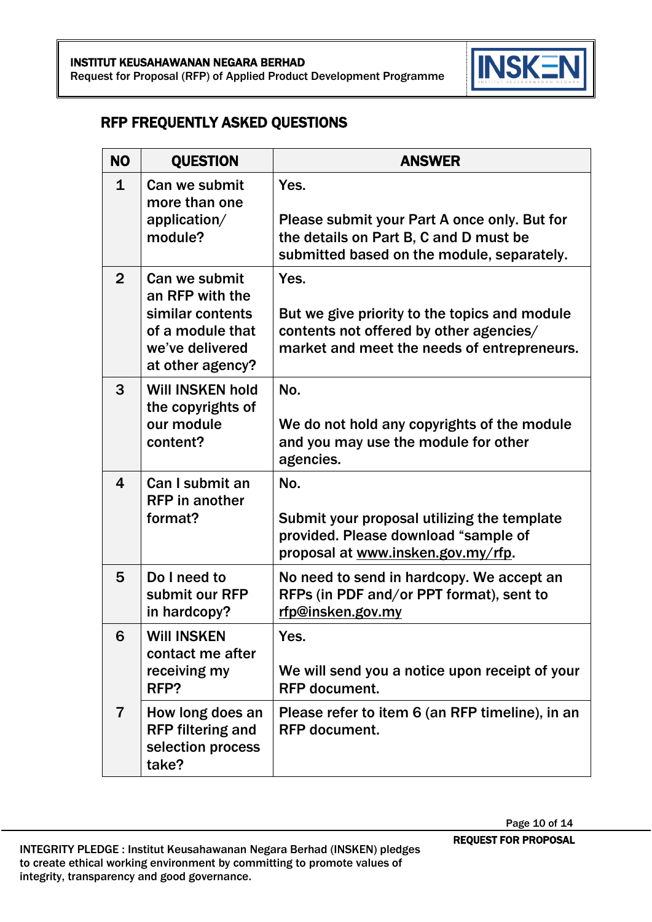## RFP FREQUENTLY ASKED QUESTIONS

| NO | QUESTION | ANSWER |
|---|---|---|
| 1 | Can we submit more than one application/ module? | Yes.<br><br>Please submit your Part A once only. But for the details on Part B, C and D must be submitted based on the module, separately. |
| 2 | Can we submit an RFP with the similar contents of a module that we've delivered at other agency? | Yes.<br><br>But we give priority to the topics and module contents not offered by other agencies/ market and meet the needs of entrepreneurs. |
| 3 | Will INSKEN hold the copyrights of our module content? | No.<br><br>We do not hold any copyrights of the module and you may use the module for other agencies. |
| 4 | Can I submit an RFP in another format? | No.<br><br>Submit your proposal utilizing the template provided. Please download "sample of proposal at www.insken.gov.my/rfp. |
| 5 | Do I need to submit our RFP in hardcopy? | No need to send in hardcopy. We accept an RFPs (in PDF and/or PPT format), sent to rfp@insken.gov.my |
| 6 | Will INSKEN contact me after receiving my RFP? | Yes.<br><br>We will send you a notice upon receipt of your RFP document. |
| 7 | How long does an RFP filtering and selection process take? | Please refer to item 6 (an RFP timeline), in an RFP document. |

INTEGRITY PLEDGE : Institut Keusahawanan Negara Berhad (INSKEN) pledges to create ethical working environment by committing to promote values of integrity, transparency and good governance.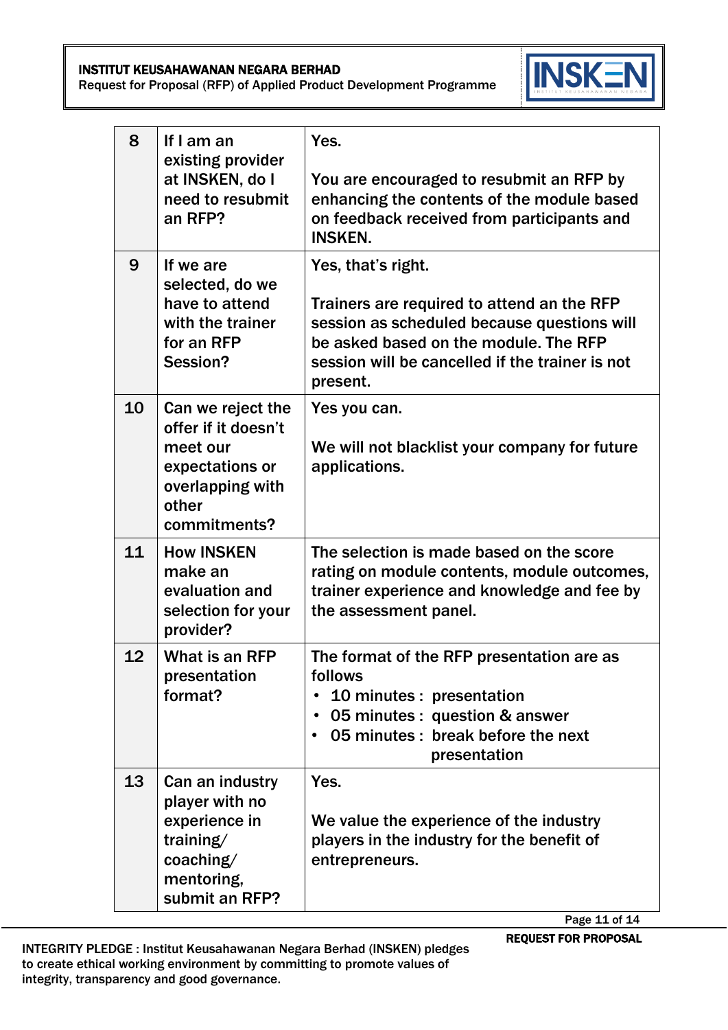| | | |
|---|---|---|
| 8 | If I am an existing provider at INSKEN, do I need to resubmit an RFP? | Yes.<br><br>You are encouraged to resubmit an RFP by enhancing the contents of the module based on feedback received from participants and INSKEN. |
| 9 | If we are selected, do we have to attend with the trainer for an RFP Session? | Yes, that's right.<br><br>Trainers are required to attend an the RFP session as scheduled because questions will be asked based on the module. The RFP session will be cancelled if the trainer is not present. |
| 10 | Can we reject the offer if it doesn't meet our expectations or overlapping with other commitments? | Yes you can.<br><br>We will not blacklist your company for future applications. |
| 11 | How INSKEN make an evaluation and selection for your provider? | The selection is made based on the score rating on module contents, module outcomes, trainer experience and knowledge and fee by the assessment panel. |
| 12 | What is an RFP presentation format? | The format of the RFP presentation are as follows<br>• 10 minutes : presentation<br>• 05 minutes : question & answer<br>• 05 minutes : break before the next presentation |
| 13 | Can an industry player with no experience in training/ coaching/ mentoring, submit an RFP? | Yes.<br><br>We value the experience of the industry players in the industry for the benefit of entrepreneurs. |

INTEGRITY PLEDGE : Institut Keusahawanan Negara Berhad (INSKEN) pledges to create ethical working environment by committing to promote values of integrity, transparency and good governance.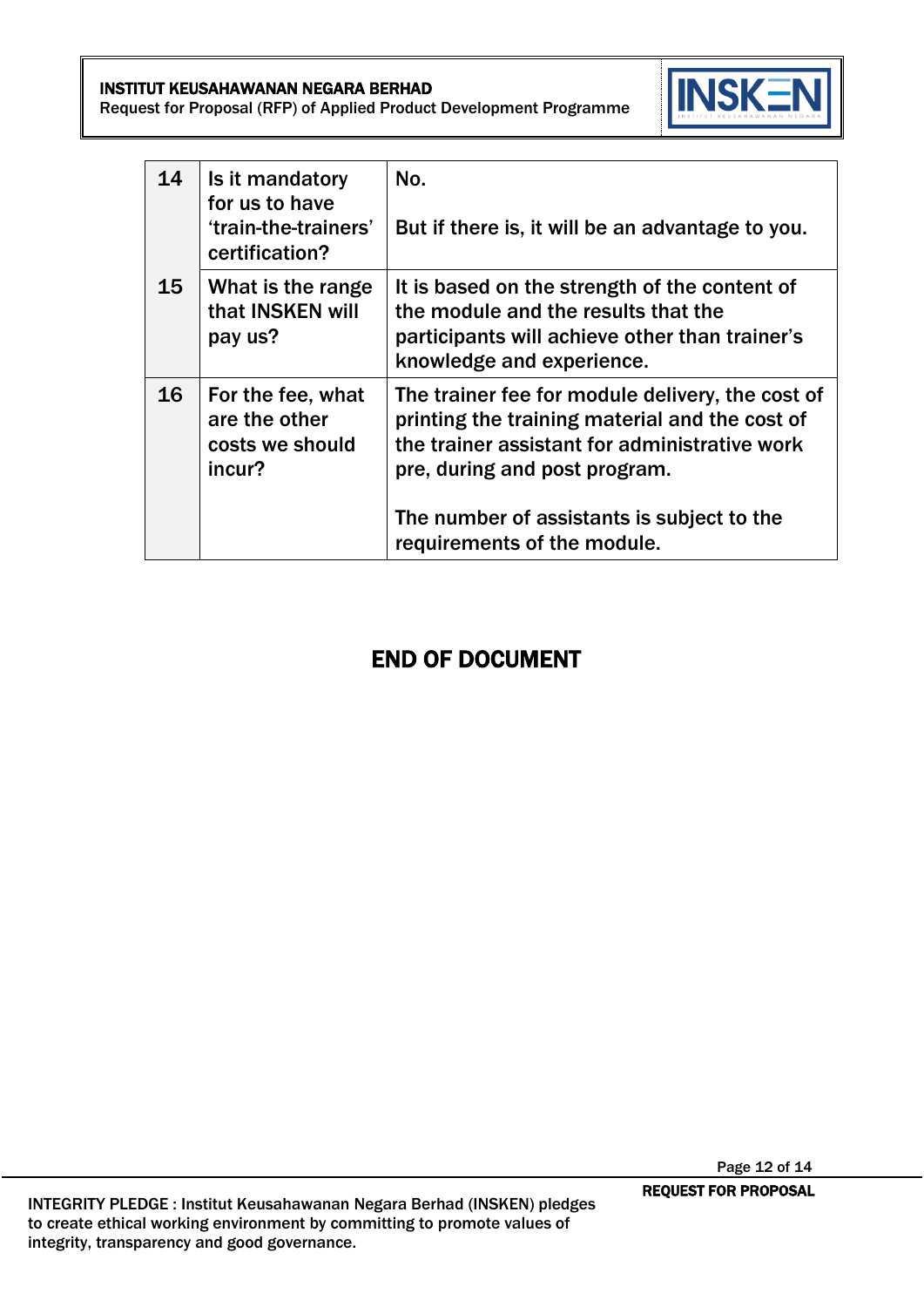| | | |
|---|---|---|
| 14 | Is it mandatory for us to have 'train-the-trainers' certification? | No.<br><br>But if there is, it will be an advantage to you. |
| 15 | What is the range that INSKEN will pay us? | It is based on the strength of the content of the module and the results that the participants will achieve other than trainer's knowledge and experience. |
| 16 | For the fee, what are the other costs we should incur? | The trainer fee for module delivery, the cost of printing the training material and the cost of the trainer assistant for administrative work pre, during and post program.<br><br>The number of assistants is subject to the requirements of the module. |

## END OF DOCUMENT

INTEGRITY PLEDGE : Institut Keusahawanan Negara Berhad (INSKEN) pledges to create ethical working environment by committing to promote values of integrity, transparency and good governance.